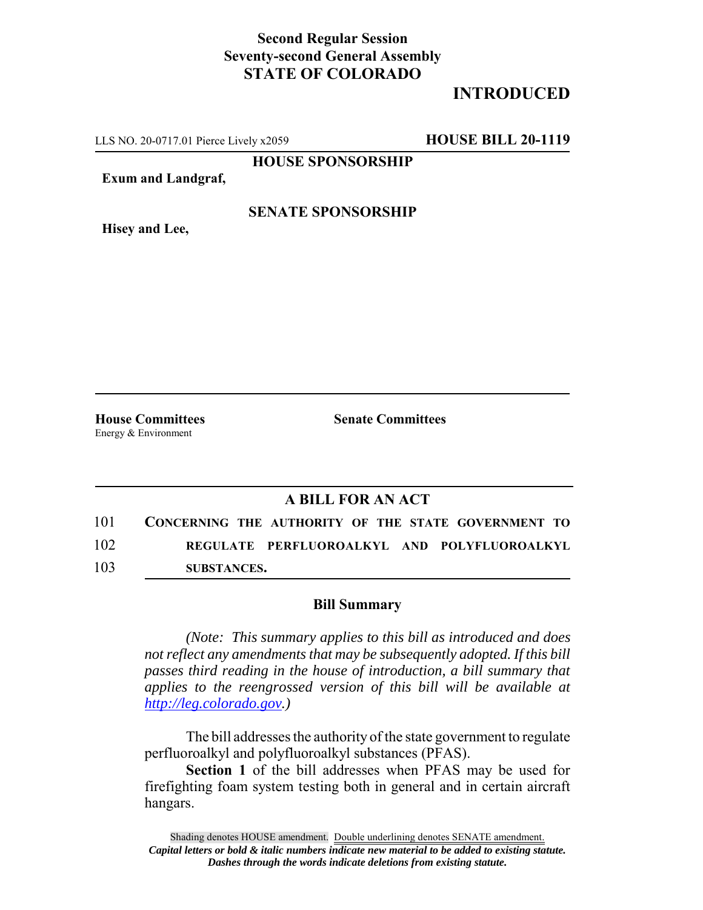**Second Regular Session**
**Seventy-second General Assembly**
**STATE OF COLORADO**

# INTRODUCED

LLS NO. 20-0717.01 Pierce Lively x2059 **HOUSE BILL 20-1119**

**HOUSE SPONSORSHIP**

**Exum and Landgraf,**

**SENATE SPONSORSHIP**

**Hisey and Lee,**

| **House Committees** | **Senate Committees** |
|---|---|
| Energy & Environment | |

## A BILL FOR AN ACT

101 **CONCERNING THE AUTHORITY OF THE STATE GOVERNMENT TO**
102 **REGULATE PERFLUOROALKYL AND POLYFLUOROALKYL**
103 **SUBSTANCES.**

### Bill Summary

*(Note: This summary applies to this bill as introduced and does not reflect any amendments that may be subsequently adopted. If this bill passes third reading in the house of introduction, a bill summary that applies to the reengrossed version of this bill will be available at http://leg.colorado.gov.)*

The bill addresses the authority of the state government to regulate perfluoroalkyl and polyfluoroalkyl substances (PFAS).

**Section 1** of the bill addresses when PFAS may be used for firefighting foam system testing both in general and in certain aircraft hangars.

Shading denotes HOUSE amendment. Double underlining denotes SENATE amendment.
*Capital letters or bold & italic numbers indicate new material to be added to existing statute.*
*Dashes through the words indicate deletions from existing statute.*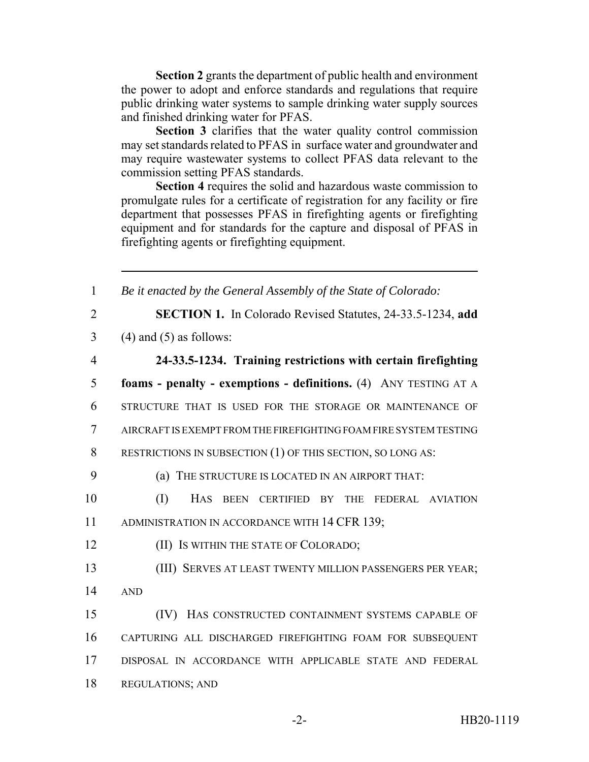**Section 2** grants the department of public health and environment the power to adopt and enforce standards and regulations that require public drinking water systems to sample drinking water supply sources and finished drinking water for PFAS.

**Section 3** clarifies that the water quality control commission may set standards related to PFAS in surface water and groundwater and may require wastewater systems to collect PFAS data relevant to the commission setting PFAS standards.

**Section 4** requires the solid and hazardous waste commission to promulgate rules for a certificate of registration for any facility or fire department that possesses PFAS in firefighting agents or firefighting equipment and for standards for the capture and disposal of PFAS in firefighting agents or firefighting equipment.

---

1 *Be it enacted by the General Assembly of the State of Colorado:*

2 **SECTION 1.** In Colorado Revised Statutes, 24-33.5-1234, **add**
3 (4) and (5) as follows:

4 **24-33.5-1234. Training restrictions with certain firefighting**
5 **foams - penalty - exemptions - definitions.** (4) ANY TESTING AT A
6 STRUCTURE THAT IS USED FOR THE STORAGE OR MAINTENANCE OF
7 AIRCRAFT IS EXEMPT FROM THE FIREFIGHTING FOAM FIRE SYSTEM TESTING
8 RESTRICTIONS IN SUBSECTION (1) OF THIS SECTION, SO LONG AS:

9 (a) THE STRUCTURE IS LOCATED IN AN AIRPORT THAT:

10 (I) HAS BEEN CERTIFIED BY THE FEDERAL AVIATION
11 ADMINISTRATION IN ACCORDANCE WITH 14 CFR 139;

12 (II) IS WITHIN THE STATE OF COLORADO;

13 (III) SERVES AT LEAST TWENTY MILLION PASSENGERS PER YEAR;
14 AND

15 (IV) HAS CONSTRUCTED CONTAINMENT SYSTEMS CAPABLE OF
16 CAPTURING ALL DISCHARGED FIREFIGHTING FOAM FOR SUBSEQUENT
17 DISPOSAL IN ACCORDANCE WITH APPLICABLE STATE AND FEDERAL
18 REGULATIONS; AND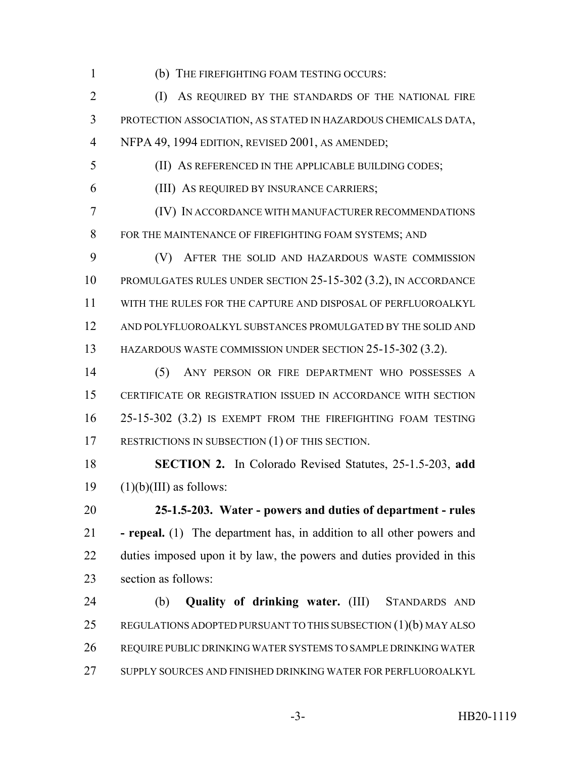(b) THE FIREFIGHTING FOAM TESTING OCCURS:

(I) AS REQUIRED BY THE STANDARDS OF THE NATIONAL FIRE PROTECTION ASSOCIATION, AS STATED IN HAZARDOUS CHEMICALS DATA, NFPA 49, 1994 EDITION, REVISED 2001, AS AMENDED;

(II) AS REFERENCED IN THE APPLICABLE BUILDING CODES;

(III) AS REQUIRED BY INSURANCE CARRIERS;

(IV) IN ACCORDANCE WITH MANUFACTURER RECOMMENDATIONS FOR THE MAINTENANCE OF FIREFIGHTING FOAM SYSTEMS; AND

(V) AFTER THE SOLID AND HAZARDOUS WASTE COMMISSION PROMULGATES RULES UNDER SECTION 25-15-302 (3.2), IN ACCORDANCE WITH THE RULES FOR THE CAPTURE AND DISPOSAL OF PERFLUOROALKYL AND POLYFLUOROALKYL SUBSTANCES PROMULGATED BY THE SOLID AND HAZARDOUS WASTE COMMISSION UNDER SECTION 25-15-302 (3.2).

(5) ANY PERSON OR FIRE DEPARTMENT WHO POSSESSES A CERTIFICATE OR REGISTRATION ISSUED IN ACCORDANCE WITH SECTION 25-15-302 (3.2) IS EXEMPT FROM THE FIREFIGHTING FOAM TESTING RESTRICTIONS IN SUBSECTION (1) OF THIS SECTION.

**SECTION 2.** In Colorado Revised Statutes, 25-1.5-203, **add** (1)(b)(III) as follows:

**25-1.5-203. Water - powers and duties of department - rules - repeal.** (1) The department has, in addition to all other powers and duties imposed upon it by law, the powers and duties provided in this section as follows:

(b) **Quality of drinking water.** (III) STANDARDS AND REGULATIONS ADOPTED PURSUANT TO THIS SUBSECTION (1)(b) MAY ALSO REQUIRE PUBLIC DRINKING WATER SYSTEMS TO SAMPLE DRINKING WATER SUPPLY SOURCES AND FINISHED DRINKING WATER FOR PERFLUOROALKYL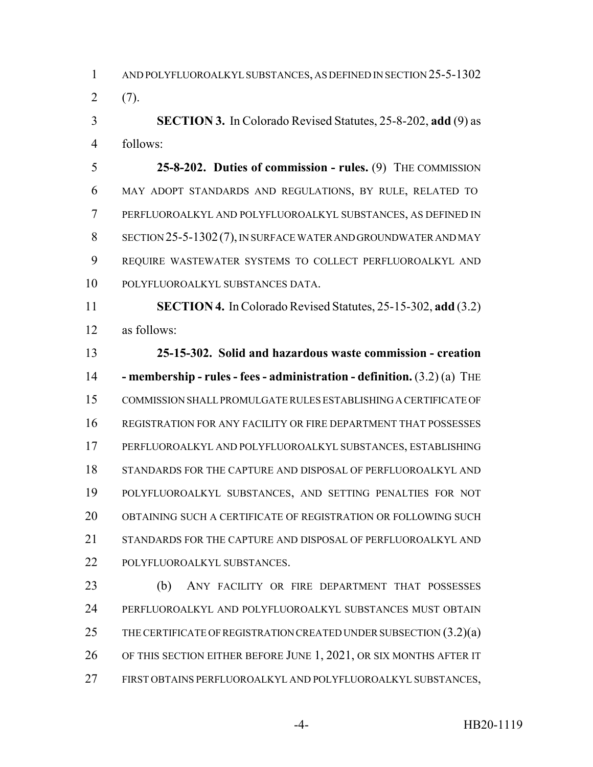AND POLYFLUOROALKYL SUBSTANCES, AS DEFINED IN SECTION 25-5-1302 (7).

**SECTION 3.** In Colorado Revised Statutes, 25-8-202, **add** (9) as follows:

**25-8-202. Duties of commission - rules.** (9) THE COMMISSION MAY ADOPT STANDARDS AND REGULATIONS, BY RULE, RELATED TO PERFLUOROALKYL AND POLYFLUOROALKYL SUBSTANCES, AS DEFINED IN SECTION 25-5-1302 (7), IN SURFACE WATER AND GROUNDWATER AND MAY REQUIRE WASTEWATER SYSTEMS TO COLLECT PERFLUOROALKYL AND POLYFLUOROALKYL SUBSTANCES DATA.

**SECTION 4.** In Colorado Revised Statutes, 25-15-302, **add** (3.2) as follows:

**25-15-302. Solid and hazardous waste commission - creation - membership - rules - fees - administration - definition.** (3.2) (a) THE COMMISSION SHALL PROMULGATE RULES ESTABLISHING A CERTIFICATE OF REGISTRATION FOR ANY FACILITY OR FIRE DEPARTMENT THAT POSSESSES PERFLUOROALKYL AND POLYFLUOROALKYL SUBSTANCES, ESTABLISHING STANDARDS FOR THE CAPTURE AND DISPOSAL OF PERFLUOROALKYL AND POLYFLUOROALKYL SUBSTANCES, AND SETTING PENALTIES FOR NOT OBTAINING SUCH A CERTIFICATE OF REGISTRATION OR FOLLOWING SUCH STANDARDS FOR THE CAPTURE AND DISPOSAL OF PERFLUOROALKYL AND POLYFLUOROALKYL SUBSTANCES.

(b) ANY FACILITY OR FIRE DEPARTMENT THAT POSSESSES PERFLUOROALKYL AND POLYFLUOROALKYL SUBSTANCES MUST OBTAIN THE CERTIFICATE OF REGISTRATION CREATED UNDER SUBSECTION (3.2)(a) OF THIS SECTION EITHER BEFORE JUNE 1, 2021, OR SIX MONTHS AFTER IT FIRST OBTAINS PERFLUOROALKYL AND POLYFLUOROALKYL SUBSTANCES,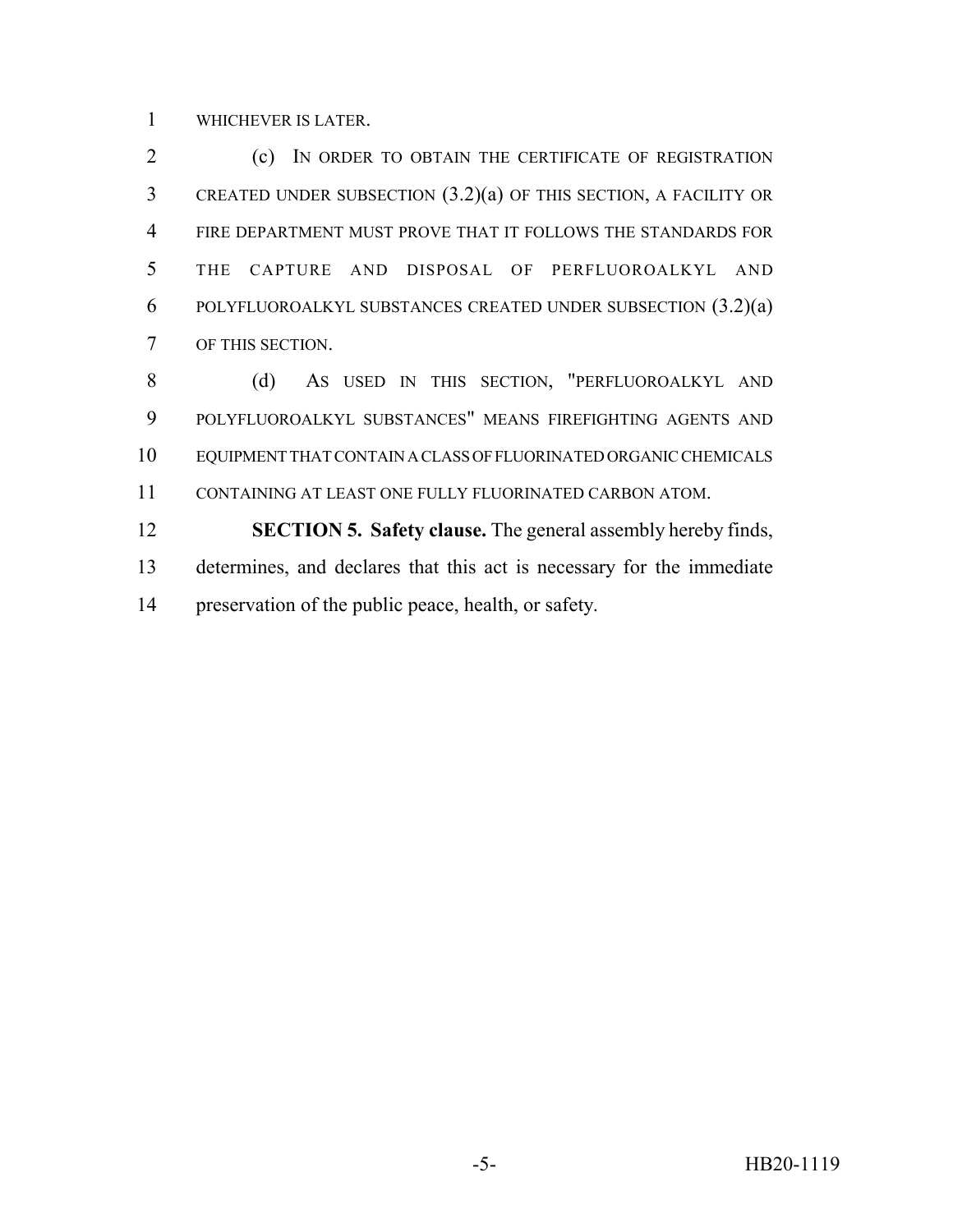WHICHEVER IS LATER.

(c) IN ORDER TO OBTAIN THE CERTIFICATE OF REGISTRATION CREATED UNDER SUBSECTION (3.2)(a) OF THIS SECTION, A FACILITY OR FIRE DEPARTMENT MUST PROVE THAT IT FOLLOWS THE STANDARDS FOR THE CAPTURE AND DISPOSAL OF PERFLUOROALKYL AND POLYFLUOROALKYL SUBSTANCES CREATED UNDER SUBSECTION (3.2)(a) OF THIS SECTION.

(d) AS USED IN THIS SECTION, "PERFLUOROALKYL AND POLYFLUOROALKYL SUBSTANCES" MEANS FIREFIGHTING AGENTS AND EQUIPMENT THAT CONTAIN A CLASS OF FLUORINATED ORGANIC CHEMICALS CONTAINING AT LEAST ONE FULLY FLUORINATED CARBON ATOM.

**SECTION 5. Safety clause.** The general assembly hereby finds, determines, and declares that this act is necessary for the immediate preservation of the public peace, health, or safety.